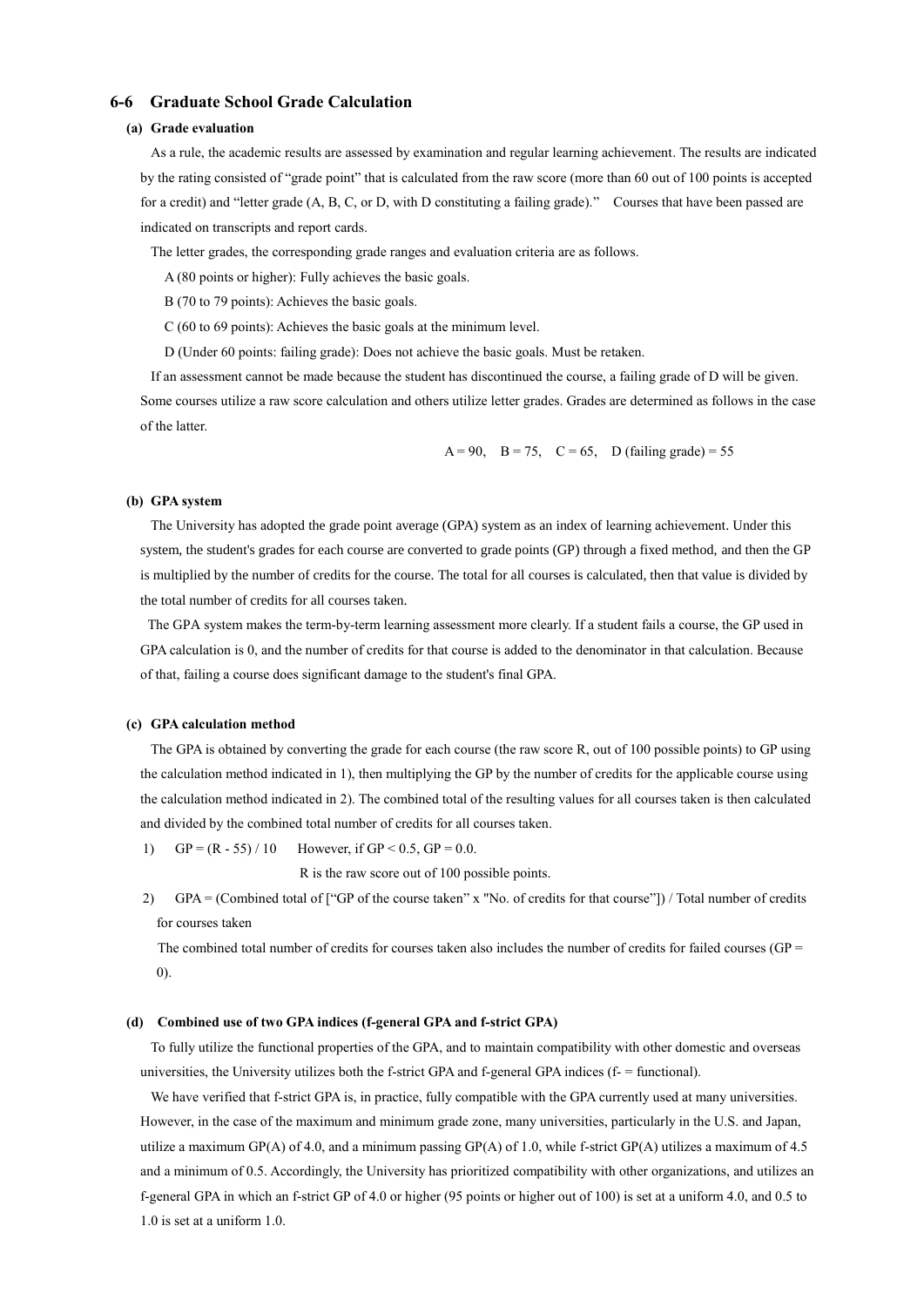## 6-6 Graduate School Grade Calculation

### (a) Grade evaluation

As a rule, the academic results are assessed by examination and regular learning achievement. The results are indicated by the rating consisted of "grade point" that is calculated from the raw score (more than 60 out of 100 points is accepted for a credit) and "letter grade (A, B, C, or D, with D constituting a failing grade)." Courses that have been passed are indicated on transcripts and report cards.

The letter grades, the corresponding grade ranges and evaluation criteria are as follows.

A (80 points or higher): Fully achieves the basic goals.

B (70 to 79 points): Achieves the basic goals.

C (60 to 69 points): Achieves the basic goals at the minimum level.

D (Under 60 points: failing grade): Does not achieve the basic goals. Must be retaken.

If an assessment cannot be made because the student has discontinued the course, a failing grade of D will be given. Some courses utilize a raw score calculation and others utilize letter grades. Grades are determined as follows in the case of the latter.

A = 90, B = 75, C = 65, D (failing grade) = 55

### (b) GPA system

The University has adopted the grade point average (GPA) system as an index of learning achievement. Under this system, the student's grades for each course are converted to grade points (GP) through a fixed method, and then the GP is multiplied by the number of credits for the course. The total for all courses is calculated, then that value is divided by the total number of credits for all courses taken.

The GPA system makes the term-by-term learning assessment more clearly. If a student fails a course, the GP used in GPA calculation is 0, and the number of credits for that course is added to the denominator in that calculation. Because of that, failing a course does significant damage to the student's final GPA.

### (c) GPA calculation method

The GPA is obtained by converting the grade for each course (the raw score R, out of 100 possible points) to GP using the calculation method indicated in 1), then multiplying the GP by the number of credits for the applicable course using the calculation method indicated in 2). The combined total of the resulting values for all courses taken is then calculated and divided by the combined total number of credits for all courses taken.

1) $GP = (R - 55) / 10$ However, if $GP < 0.5$, $GP = 0.0$.

R is the raw score out of 100 possible points.

2) GPA = (Combined total of ["GP of the course taken" x "No. of credits for that course"]) / Total number of credits for courses taken

The combined total number of credits for courses taken also includes the number of credits for failed courses (GP = 0).

### (d) Combined use of two GPA indices (f-general GPA and f-strict GPA)

To fully utilize the functional properties of the GPA, and to maintain compatibility with other domestic and overseas universities, the University utilizes both the f-strict GPA and f-general GPA indices (f- = functional).

We have verified that f-strict GPA is, in practice, fully compatible with the GPA currently used at many universities. However, in the case of the maximum and minimum grade zone, many universities, particularly in the U.S. and Japan, utilize a maximum GP(A) of 4.0, and a minimum passing GP(A) of 1.0, while f-strict GP(A) utilizes a maximum of 4.5 and a minimum of 0.5. Accordingly, the University has prioritized compatibility with other organizations, and utilizes an f-general GPA in which an f-strict GP of 4.0 or higher (95 points or higher out of 100) is set at a uniform 4.0, and 0.5 to 1.0 is set at a uniform 1.0.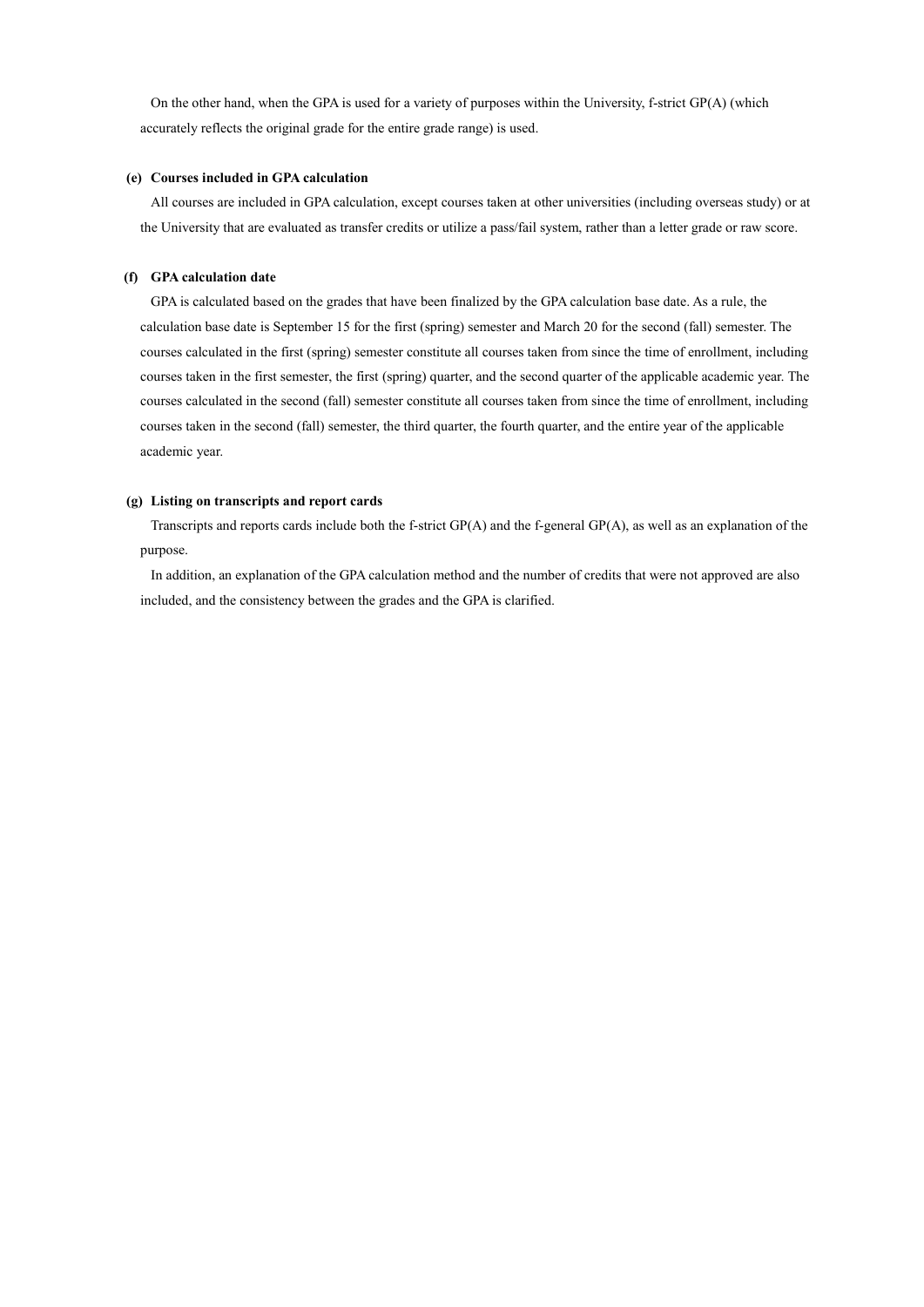On the other hand, when the GPA is used for a variety of purposes within the University, f-strict GP(A) (which accurately reflects the original grade for the entire grade range) is used.

**(e) Courses included in GPA calculation**

All courses are included in GPA calculation, except courses taken at other universities (including overseas study) or at the University that are evaluated as transfer credits or utilize a pass/fail system, rather than a letter grade or raw score.

**(f) GPA calculation date**

GPA is calculated based on the grades that have been finalized by the GPA calculation base date. As a rule, the calculation base date is September 15 for the first (spring) semester and March 20 for the second (fall) semester. The courses calculated in the first (spring) semester constitute all courses taken from since the time of enrollment, including courses taken in the first semester, the first (spring) quarter, and the second quarter of the applicable academic year. The courses calculated in the second (fall) semester constitute all courses taken from since the time of enrollment, including courses taken in the second (fall) semester, the third quarter, the fourth quarter, and the entire year of the applicable academic year.

**(g) Listing on transcripts and report cards**

Transcripts and reports cards include both the f-strict GP(A) and the f-general GP(A), as well as an explanation of the purpose.

In addition, an explanation of the GPA calculation method and the number of credits that were not approved are also included, and the consistency between the grades and the GPA is clarified.